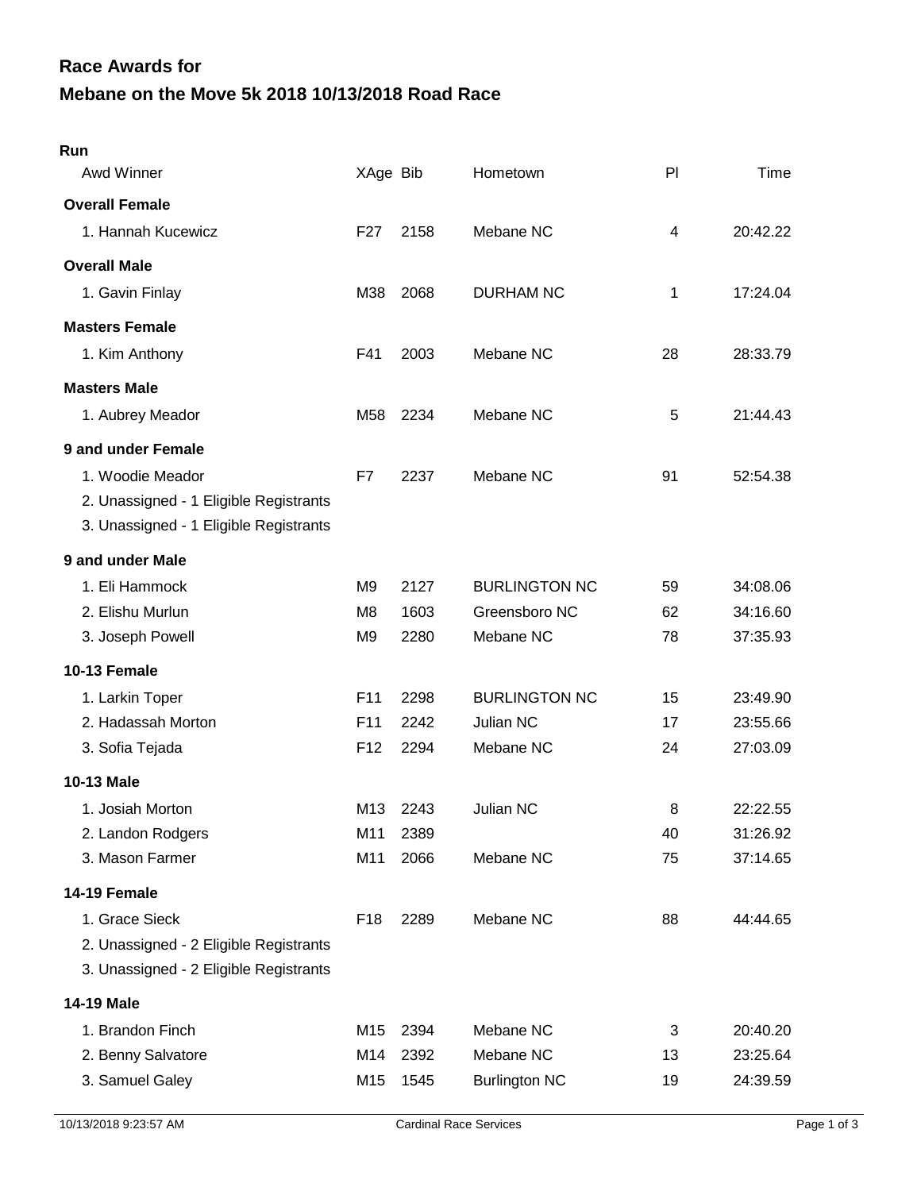# Race Awards for
# Mebane on the Move 5k 2018 10/13/2018 Road Race

## Run

| Awd Winner | XAge | Bib | Hometown | Pl | Time |
|---|---|---|---|---|---|
| **Overall Female** | | | | | |
| 1. Hannah Kucewicz | F27 | 2158 | Mebane NC | 4 | 20:42.22 |
| **Overall Male** | | | | | |
| 1. Gavin Finlay | M38 | 2068 | DURHAM NC | 1 | 17:24.04 |
| **Masters Female** | | | | | |
| 1. Kim Anthony | F41 | 2003 | Mebane NC | 28 | 28:33.79 |
| **Masters Male** | | | | | |
| 1. Aubrey Meador | M58 | 2234 | Mebane NC | 5 | 21:44.43 |
| **9 and under Female** | | | | | |
| 1. Woodie Meador | F7 | 2237 | Mebane NC | 91 | 52:54.38 |
| 2. Unassigned - 1 Eligible Registrants | | | | | |
| 3. Unassigned - 1 Eligible Registrants | | | | | |
| **9 and under Male** | | | | | |
| 1. Eli Hammock | M9 | 2127 | BURLINGTON NC | 59 | 34:08.06 |
| 2. Elishu Murlun | M8 | 1603 | Greensboro NC | 62 | 34:16.60 |
| 3. Joseph Powell | M9 | 2280 | Mebane NC | 78 | 37:35.93 |
| **10-13 Female** | | | | | |
| 1. Larkin Toper | F11 | 2298 | BURLINGTON NC | 15 | 23:49.90 |
| 2. Hadassah Morton | F11 | 2242 | Julian NC | 17 | 23:55.66 |
| 3. Sofia Tejada | F12 | 2294 | Mebane NC | 24 | 27:03.09 |
| **10-13 Male** | | | | | |
| 1. Josiah Morton | M13 | 2243 | Julian NC | 8 | 22:22.55 |
| 2. Landon Rodgers | M11 | 2389 | | 40 | 31:26.92 |
| 3. Mason Farmer | M11 | 2066 | Mebane NC | 75 | 37:14.65 |
| **14-19 Female** | | | | | |
| 1. Grace Sieck | F18 | 2289 | Mebane NC | 88 | 44:44.65 |
| 2. Unassigned - 2 Eligible Registrants | | | | | |
| 3. Unassigned - 2 Eligible Registrants | | | | | |
| **14-19 Male** | | | | | |
| 1. Brandon Finch | M15 | 2394 | Mebane NC | 3 | 20:40.20 |
| 2. Benny Salvatore | M14 | 2392 | Mebane NC | 13 | 23:25.64 |
| 3. Samuel Galey | M15 | 1545 | Burlington NC | 19 | 24:39.59 |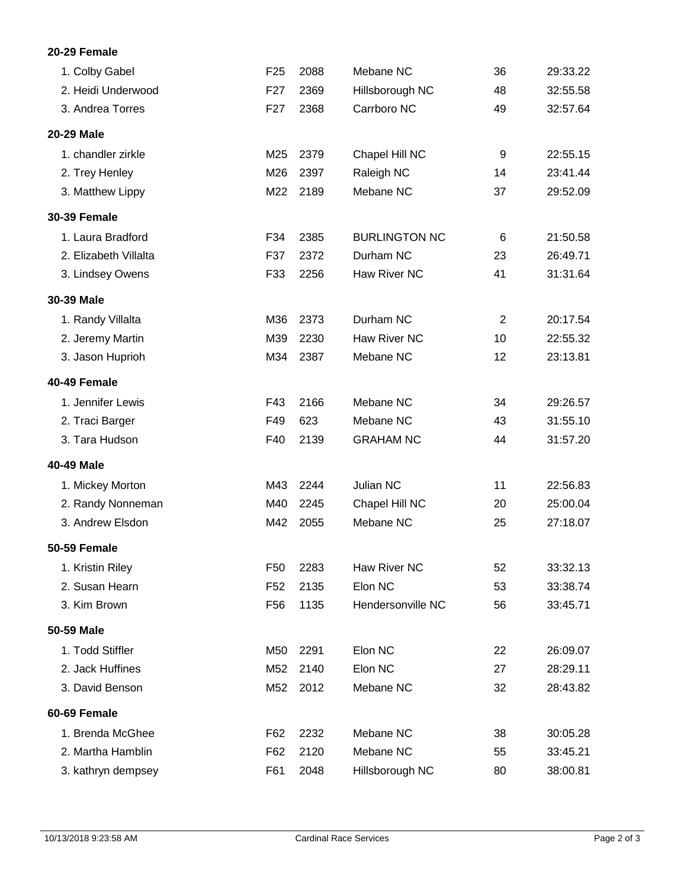### 20-29 Female

| Name | Age | Bib | City | Place | Time |
|---|---|---|---|---|---|
| 1. Colby Gabel | F25 | 2088 | Mebane NC | 36 | 29:33.22 |
| 2. Heidi Underwood | F27 | 2369 | Hillsborough NC | 48 | 32:55.58 |
| 3. Andrea Torres | F27 | 2368 | Carrboro NC | 49 | 32:57.64 |

### 20-29 Male

| Name | Age | Bib | City | Place | Time |
|---|---|---|---|---|---|
| 1. chandler zirkle | M25 | 2379 | Chapel Hill NC | 9 | 22:55.15 |
| 2. Trey Henley | M26 | 2397 | Raleigh NC | 14 | 23:41.44 |
| 3. Matthew Lippy | M22 | 2189 | Mebane NC | 37 | 29:52.09 |

### 30-39 Female

| Name | Age | Bib | City | Place | Time |
|---|---|---|---|---|---|
| 1. Laura Bradford | F34 | 2385 | BURLINGTON NC | 6 | 21:50.58 |
| 2. Elizabeth Villalta | F37 | 2372 | Durham NC | 23 | 26:49.71 |
| 3. Lindsey Owens | F33 | 2256 | Haw River NC | 41 | 31:31.64 |

### 30-39 Male

| Name | Age | Bib | City | Place | Time |
|---|---|---|---|---|---|
| 1. Randy Villalta | M36 | 2373 | Durham NC | 2 | 20:17.54 |
| 2. Jeremy Martin | M39 | 2230 | Haw River NC | 10 | 22:55.32 |
| 3. Jason Huprioh | M34 | 2387 | Mebane NC | 12 | 23:13.81 |

### 40-49 Female

| Name | Age | Bib | City | Place | Time |
|---|---|---|---|---|---|
| 1. Jennifer Lewis | F43 | 2166 | Mebane NC | 34 | 29:26.57 |
| 2. Traci Barger | F49 | 623 | Mebane NC | 43 | 31:55.10 |
| 3. Tara Hudson | F40 | 2139 | GRAHAM NC | 44 | 31:57.20 |

### 40-49 Male

| Name | Age | Bib | City | Place | Time |
|---|---|---|---|---|---|
| 1. Mickey Morton | M43 | 2244 | Julian NC | 11 | 22:56.83 |
| 2. Randy Nonneman | M40 | 2245 | Chapel Hill NC | 20 | 25:00.04 |
| 3. Andrew Elsdon | M42 | 2055 | Mebane NC | 25 | 27:18.07 |

### 50-59 Female

| Name | Age | Bib | City | Place | Time |
|---|---|---|---|---|---|
| 1. Kristin Riley | F50 | 2283 | Haw River NC | 52 | 33:32.13 |
| 2. Susan Hearn | F52 | 2135 | Elon NC | 53 | 33:38.74 |
| 3. Kim Brown | F56 | 1135 | Hendersonville NC | 56 | 33:45.71 |

### 50-59 Male

| Name | Age | Bib | City | Place | Time |
|---|---|---|---|---|---|
| 1. Todd Stiffler | M50 | 2291 | Elon NC | 22 | 26:09.07 |
| 2. Jack Huffines | M52 | 2140 | Elon NC | 27 | 28:29.11 |
| 3. David Benson | M52 | 2012 | Mebane NC | 32 | 28:43.82 |

### 60-69 Female

| Name | Age | Bib | City | Place | Time |
|---|---|---|---|---|---|
| 1. Brenda McGhee | F62 | 2232 | Mebane NC | 38 | 30:05.28 |
| 2. Martha Hamblin | F62 | 2120 | Mebane NC | 55 | 33:45.21 |
| 3. kathryn dempsey | F61 | 2048 | Hillsborough NC | 80 | 38:00.81 |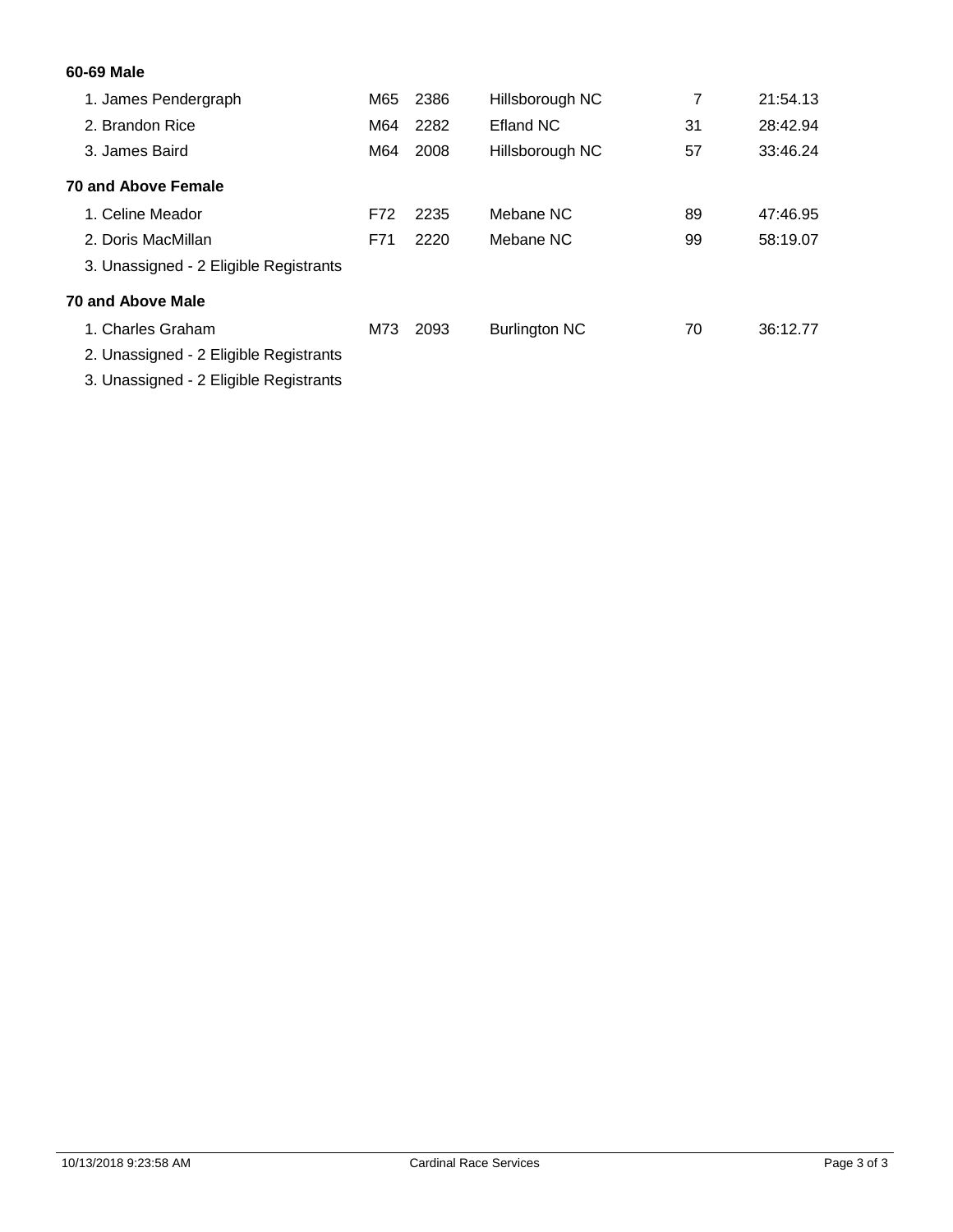**60-69 Male**

| | | | | | |
|---|---|---|---|---|---|
| 1. James Pendergraph | M65 | 2386 | Hillsborough NC | 7 | 21:54.13 |
| 2. Brandon Rice | M64 | 2282 | Efland NC | 31 | 28:42.94 |
| 3. James Baird | M64 | 2008 | Hillsborough NC | 57 | 33:46.24 |

**70 and Above Female**

| | | | | | |
|---|---|---|---|---|---|
| 1. Celine Meador | F72 | 2235 | Mebane NC | 89 | 47:46.95 |
| 2. Doris MacMillan | F71 | 2220 | Mebane NC | 99 | 58:19.07 |
| 3. Unassigned - 2 Eligible Registrants | | | | | |

**70 and Above Male**

| | | | | | |
|---|---|---|---|---|---|
| 1. Charles Graham | M73 | 2093 | Burlington NC | 70 | 36:12.77 |
| 2. Unassigned - 2 Eligible Registrants | | | | | |
| 3. Unassigned - 2 Eligible Registrants | | | | | |